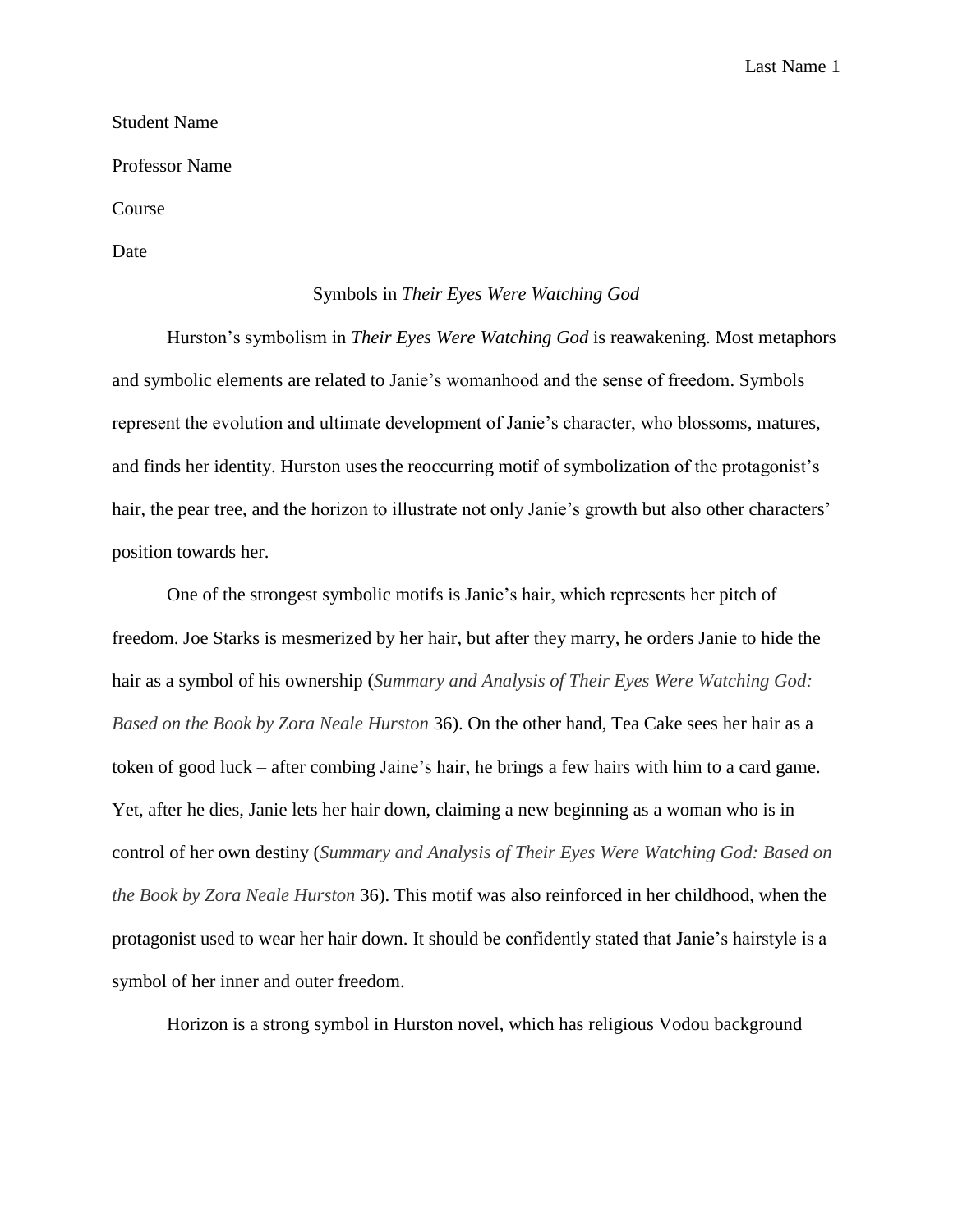Student Name

Professor Name

Course

Date

Symbols in *Their Eyes Were Watching God*

Hurston's symbolism in *Their Eyes Were Watching God* is reawakening. Most metaphors and symbolic elements are related to Janie's womanhood and the sense of freedom. Symbols represent the evolution and ultimate development of Janie's character, who blossoms, matures, and finds her identity. Hurston uses the reoccurring motif of symbolization of the protagonist's hair, the pear tree, and the horizon to illustrate not only Janie's growth but also other characters' position towards her.

One of the strongest symbolic motifs is Janie's hair, which represents her pitch of freedom. Joe Starks is mesmerized by her hair, but after they marry, he orders Janie to hide the hair as a symbol of his ownership (*Summary and Analysis of Their Eyes Were Watching God: Based on the Book by Zora Neale Hurston* 36). On the other hand, Tea Cake sees her hair as a token of good luck – after combing Jaine's hair, he brings a few hairs with him to a card game. Yet, after he dies, Janie lets her hair down, claiming a new beginning as a woman who is in control of her own destiny (*Summary and Analysis of Their Eyes Were Watching God: Based on the Book by Zora Neale Hurston* 36). This motif was also reinforced in her childhood, when the protagonist used to wear her hair down. It should be confidently stated that Janie's hairstyle is a symbol of her inner and outer freedom.

Horizon is a strong symbol in Hurston novel, which has religious Vodou background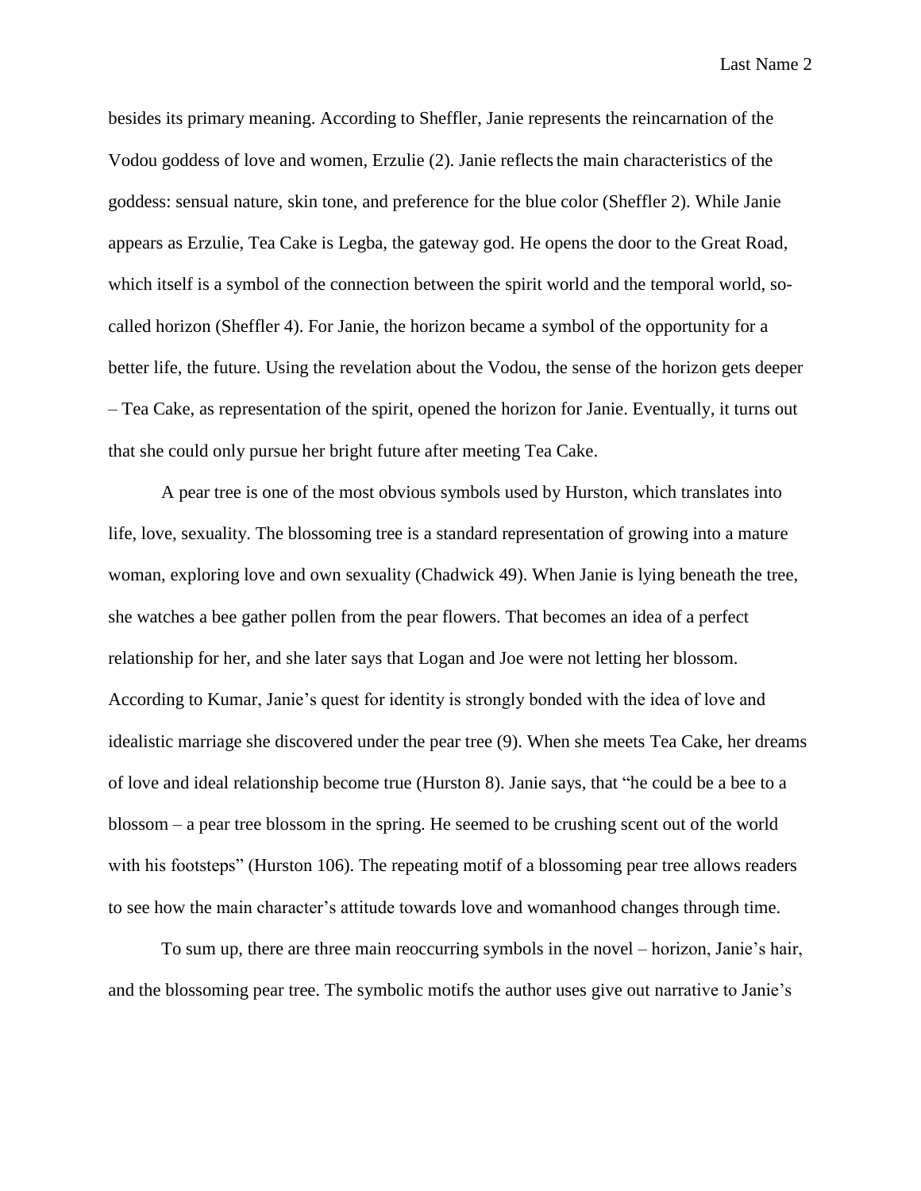besides its primary meaning. According to Sheffler, Janie represents the reincarnation of the Vodou goddess of love and women, Erzulie (2). Janie reflects the main characteristics of the goddess: sensual nature, skin tone, and preference for the blue color (Sheffler 2). While Janie appears as Erzulie, Tea Cake is Legba, the gateway god. He opens the door to the Great Road, which itself is a symbol of the connection between the spirit world and the temporal world, so-called horizon (Sheffler 4). For Janie, the horizon became a symbol of the opportunity for a better life, the future. Using the revelation about the Vodou, the sense of the horizon gets deeper – Tea Cake, as representation of the spirit, opened the horizon for Janie. Eventually, it turns out that she could only pursue her bright future after meeting Tea Cake.

A pear tree is one of the most obvious symbols used by Hurston, which translates into life, love, sexuality. The blossoming tree is a standard representation of growing into a mature woman, exploring love and own sexuality (Chadwick 49). When Janie is lying beneath the tree, she watches a bee gather pollen from the pear flowers. That becomes an idea of a perfect relationship for her, and she later says that Logan and Joe were not letting her blossom. According to Kumar, Janie's quest for identity is strongly bonded with the idea of love and idealistic marriage she discovered under the pear tree (9). When she meets Tea Cake, her dreams of love and ideal relationship become true (Hurston 8). Janie says, that "he could be a bee to a blossom – a pear tree blossom in the spring. He seemed to be crushing scent out of the world with his footsteps" (Hurston 106). The repeating motif of a blossoming pear tree allows readers to see how the main character's attitude towards love and womanhood changes through time.

To sum up, there are three main reoccurring symbols in the novel – horizon, Janie's hair, and the blossoming pear tree. The symbolic motifs the author uses give out narrative to Janie's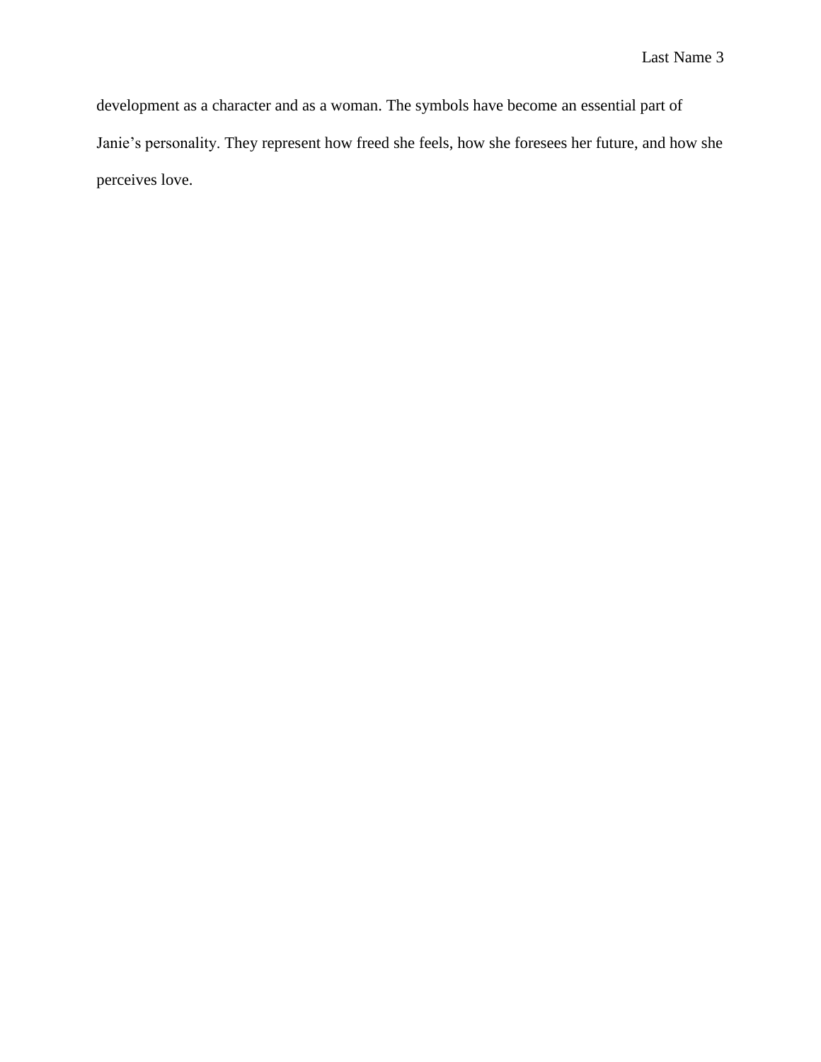development as a character and as a woman. The symbols have become an essential part of Janie's personality. They represent how freed she feels, how she foresees her future, and how she perceives love.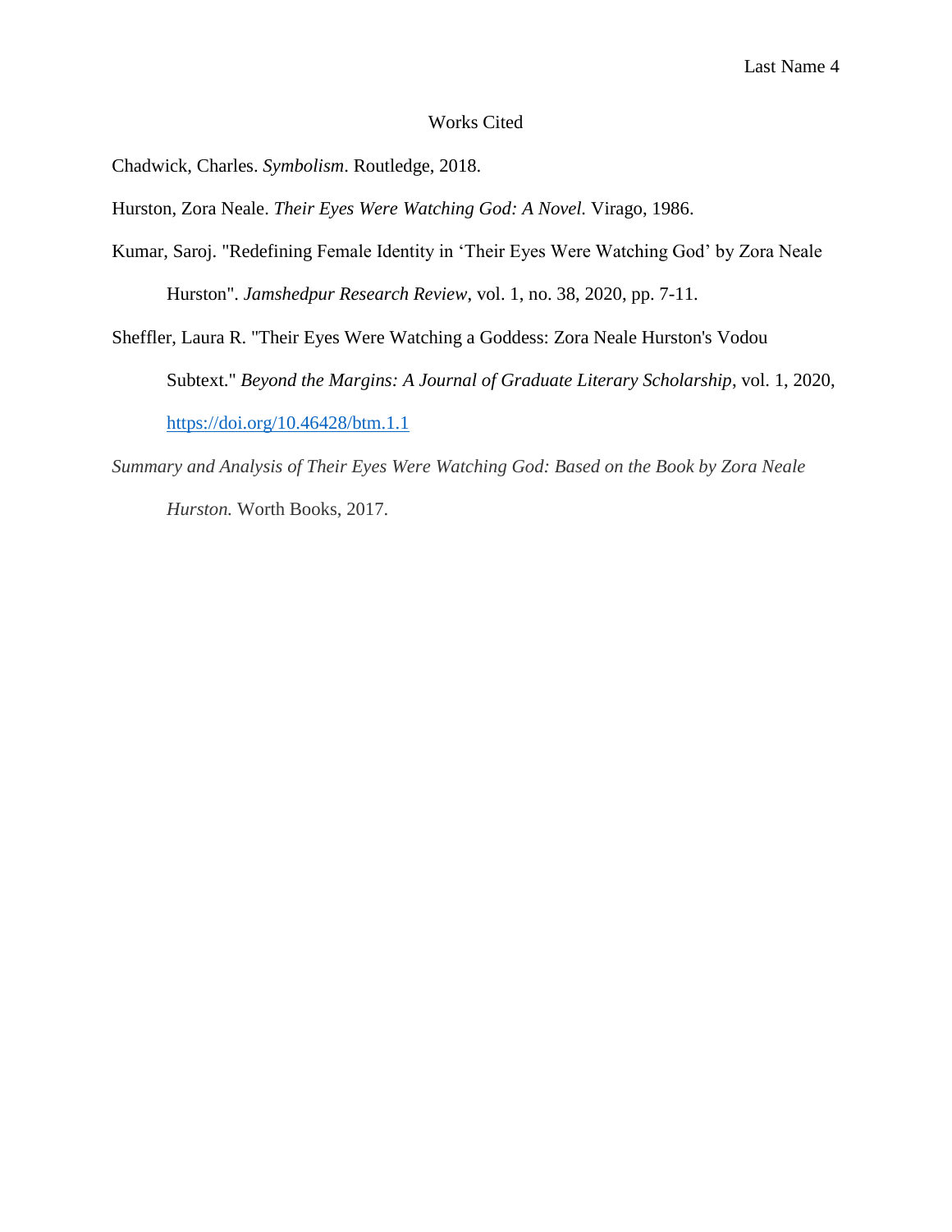# Works Cited

Chadwick, Charles. *Symbolism*. Routledge, 2018.

Hurston, Zora Neale. *Their Eyes Were Watching God: A Novel.* Virago, 1986.

Kumar, Saroj. "Redefining Female Identity in 'Their Eyes Were Watching God' by Zora Neale Hurston". *Jamshedpur Research Review*, vol. 1, no. 38, 2020, pp. 7-11.

Sheffler, Laura R. "Their Eyes Were Watching a Goddess: Zora Neale Hurston's Vodou Subtext." *Beyond the Margins: A Journal of Graduate Literary Scholarship*, vol. 1, 2020, https://doi.org/10.46428/btm.1.1

*Summary and Analysis of Their Eyes Were Watching God: Based on the Book by Zora Neale Hurston.* Worth Books, 2017.